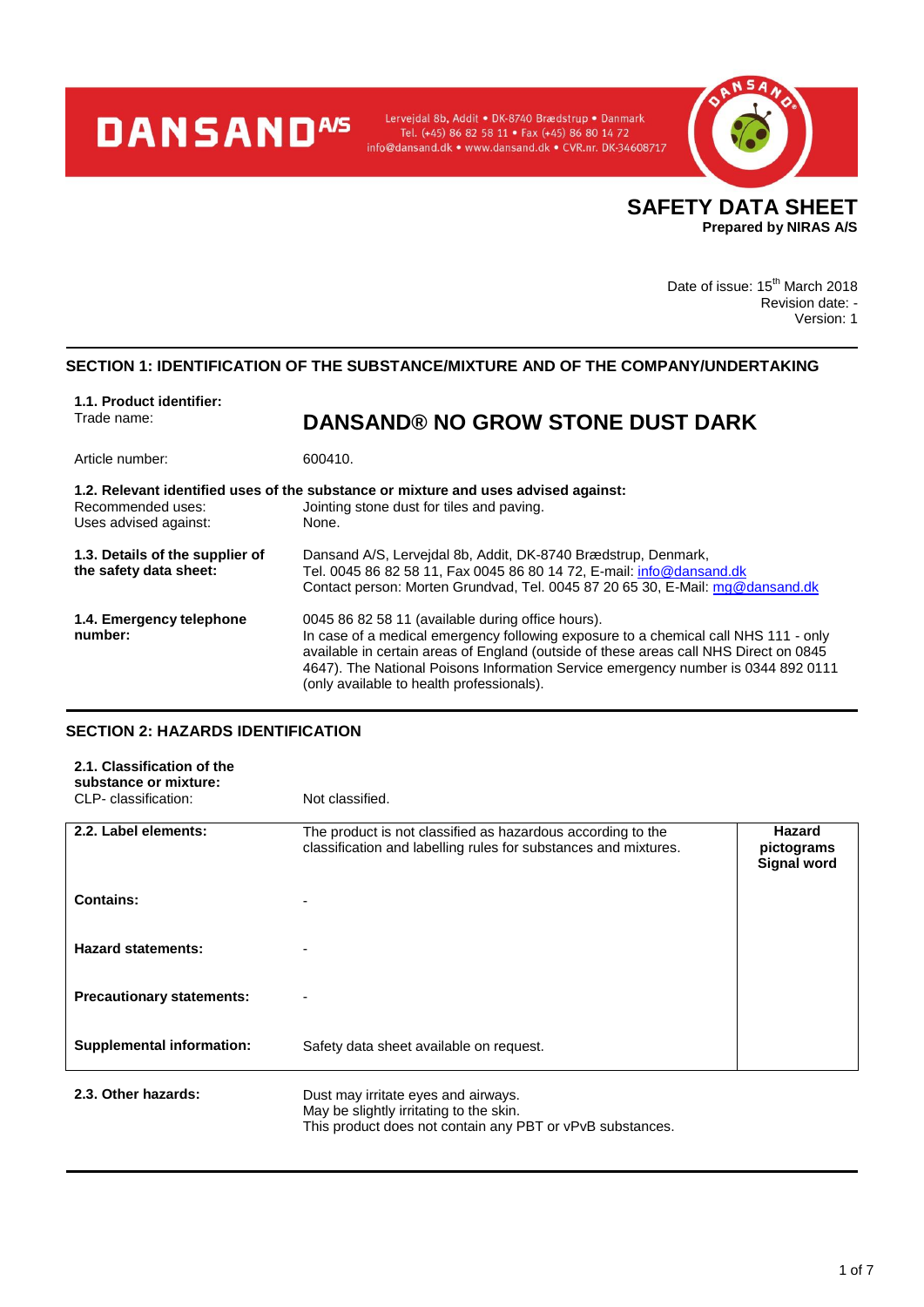**DANSAND A/S**

Lervejdal 8b, Addit • DK-8740 Brædstrup • Danmark
Tel. (+45) 86 82 58 11 • Fax (+45) 86 80 14 72
info@dansand.dk • www.dansand.dk • CVR.nr. DK-34608717

# SAFETY DATA SHEET

**Prepared by NIRAS A/S**

Date of issue: 15th March 2018
Revision date: -
Version: 1

## SECTION 1: IDENTIFICATION OF THE SUBSTANCE/MIXTURE AND OF THE COMPANY/UNDERTAKING

| | |
|---|---|
| **1.1. Product identifier:** Trade name: | **DANSAND® NO GROW STONE DUST DARK** |
| Article number: | 600410. |

**1.2. Relevant identified uses of the substance or mixture and uses advised against:**

| | |
|---|---|
| Recommended uses: | Jointing stone dust for tiles and paving. |
| Uses advised against: | None. |
| **1.3. Details of the supplier of the safety data sheet:** | Dansand A/S, Lervejdal 8b, Addit, DK-8740 Brædstrup, Denmark, Tel. 0045 86 82 58 11, Fax 0045 86 80 14 72, E-mail: info@dansand.dk<br>Contact person: Morten Grundvad, Tel. 0045 87 20 65 30, E-Mail: mg@dansand.dk |
| **1.4. Emergency telephone number:** | 0045 86 82 58 11 (available during office hours).<br>In case of a medical emergency following exposure to a chemical call NHS 111 - only available in certain areas of England (outside of these areas call NHS Direct on 0845 4647). The National Poisons Information Service emergency number is 0344 892 0111 (only available to health professionals). |

## SECTION 2: HAZARDS IDENTIFICATION

| | |
|---|---|
| **2.1. Classification of the substance or mixture:** CLP- classification: | Not classified. |

| | | |
|---|---|---|
| **2.2. Label elements:** | The product is not classified as hazardous according to the classification and labelling rules for substances and mixtures. | **Hazard pictograms Signal word** |
| **Contains:** | - | |
| **Hazard statements:** | - | |
| **Precautionary statements:** | - | |
| **Supplemental information:** | Safety data sheet available on request. | |

| | |
|---|---|
| **2.3. Other hazards:** | Dust may irritate eyes and airways.<br>May be slightly irritating to the skin.<br>This product does not contain any PBT or vPvB substances. |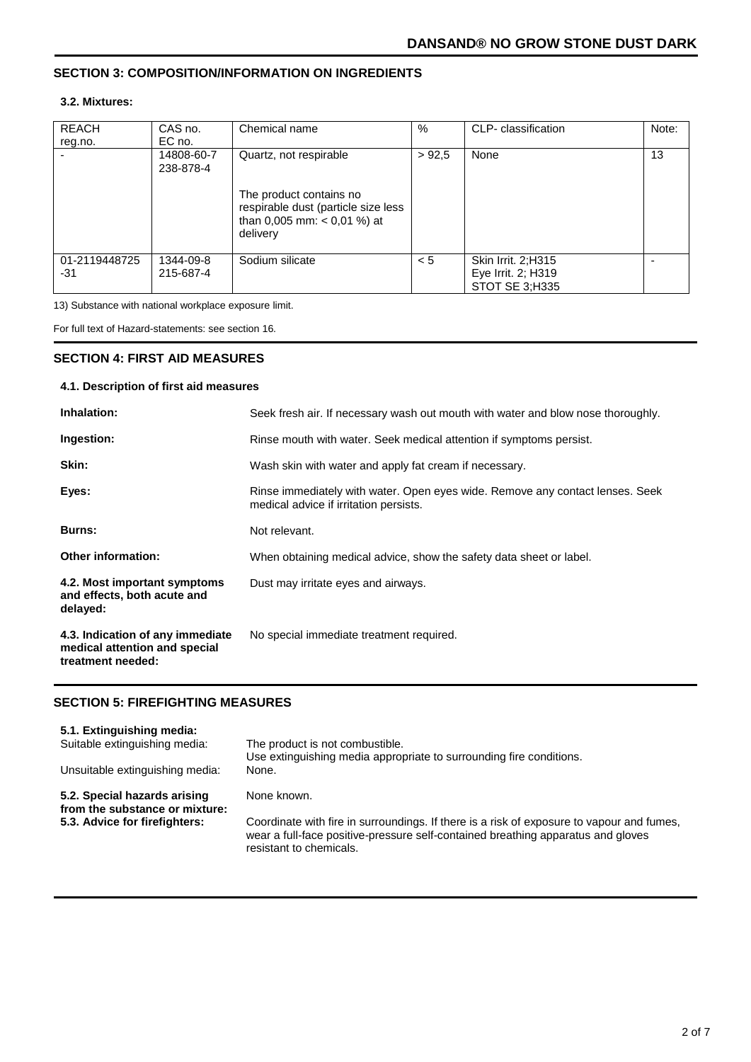## SECTION 3: COMPOSITION/INFORMATION ON INGREDIENTS

### 3.2. Mixtures:

| REACH reg.no. | CAS no. EC no. | Chemical name | % | CLP- classification | Note: |
|---|---|---|---|---|---|
| - | 14808-60-7 238-878-4 | Quartz, not respirable<br><br>The product contains no respirable dust (particle size less than 0,005 mm: < 0,01 %) at delivery | > 92,5 | None | 13 |
| 01-2119448725-31 | 1344-09-8 215-687-4 | Sodium silicate | < 5 | Skin Irrit. 2;H315<br>Eye Irrit. 2; H319<br>STOT SE 3;H335 | - |

13) Substance with national workplace exposure limit.

For full text of Hazard-statements: see section 16.

## SECTION 4: FIRST AID MEASURES

### 4.1. Description of first aid measures

**Inhalation:** Seek fresh air. If necessary wash out mouth with water and blow nose thoroughly.

**Ingestion:** Rinse mouth with water. Seek medical attention if symptoms persist.

**Skin:** Wash skin with water and apply fat cream if necessary.

**Eyes:** Rinse immediately with water. Open eyes wide. Remove any contact lenses. Seek medical advice if irritation persists.

**Burns:** Not relevant.

**Other information:** When obtaining medical advice, show the safety data sheet or label.

**4.2. Most important symptoms and effects, both acute and delayed:** Dust may irritate eyes and airways.

**4.3. Indication of any immediate medical attention and special treatment needed:** No special immediate treatment required.

## SECTION 5: FIREFIGHTING MEASURES

**5.1. Extinguishing media:**

Suitable extinguishing media: The product is not combustible. Use extinguishing media appropriate to surrounding fire conditions.

Unsuitable extinguishing media: None.

**5.2. Special hazards arising from the substance or mixture:** None known.

**5.3. Advice for firefighters:** Coordinate with fire in surroundings. If there is a risk of exposure to vapour and fumes, wear a full-face positive-pressure self-contained breathing apparatus and gloves resistant to chemicals.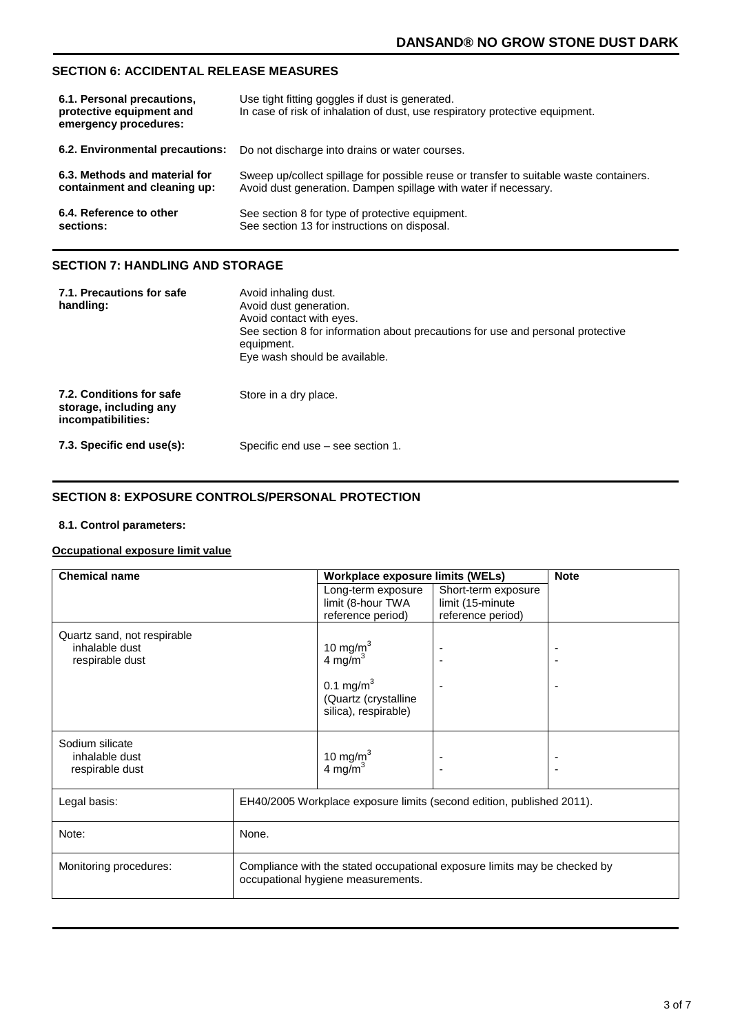## SECTION 6: ACCIDENTAL RELEASE MEASURES

| | |
|---|---|
| **6.1. Personal precautions, protective equipment and emergency procedures:** | Use tight fitting goggles if dust is generated.<br>In case of risk of inhalation of dust, use respiratory protective equipment. |
| **6.2. Environmental precautions:** | Do not discharge into drains or water courses. |
| **6.3. Methods and material for containment and cleaning up:** | Sweep up/collect spillage for possible reuse or transfer to suitable waste containers.<br>Avoid dust generation. Dampen spillage with water if necessary. |
| **6.4. Reference to other sections:** | See section 8 for type of protective equipment.<br>See section 13 for instructions on disposal. |

## SECTION 7: HANDLING AND STORAGE

| | |
|---|---|
| **7.1. Precautions for safe handling:** | Avoid inhaling dust.<br>Avoid dust generation.<br>Avoid contact with eyes.<br>See section 8 for information about precautions for use and personal protective equipment.<br>Eye wash should be available. |
| **7.2. Conditions for safe storage, including any incompatibilities:** | Store in a dry place. |
| **7.3. Specific end use(s):** | Specific end use – see section 1. |

## SECTION 8: EXPOSURE CONTROLS/PERSONAL PROTECTION

**8.1. Control parameters:**

**Occupational exposure limit value**

| Chemical name | Workplace exposure limits (WELs) | | Note |
|---|---|---|---|
| | Long-term exposure limit (8-hour TWA reference period) | Short-term exposure limit (15-minute reference period) | |
| Quartz sand, not respirable<br>inhalable dust<br>respirable dust | 10 mg/m$^3$<br>4 mg/m$^3$<br><br>0.1 mg/m$^3$ (Quartz (crystalline silica), respirable) | -<br>-<br><br>- | -<br>-<br><br>- |
| Sodium silicate<br>inhalable dust<br>respirable dust | 10 mg/m$^3$<br>4 mg/m$^3$ | -<br>- | -<br>- |

| | |
|---|---|
| Legal basis: | EH40/2005 Workplace exposure limits (second edition, published 2011). |
| Note: | None. |
| Monitoring procedures: | Compliance with the stated occupational exposure limits may be checked by occupational hygiene measurements. |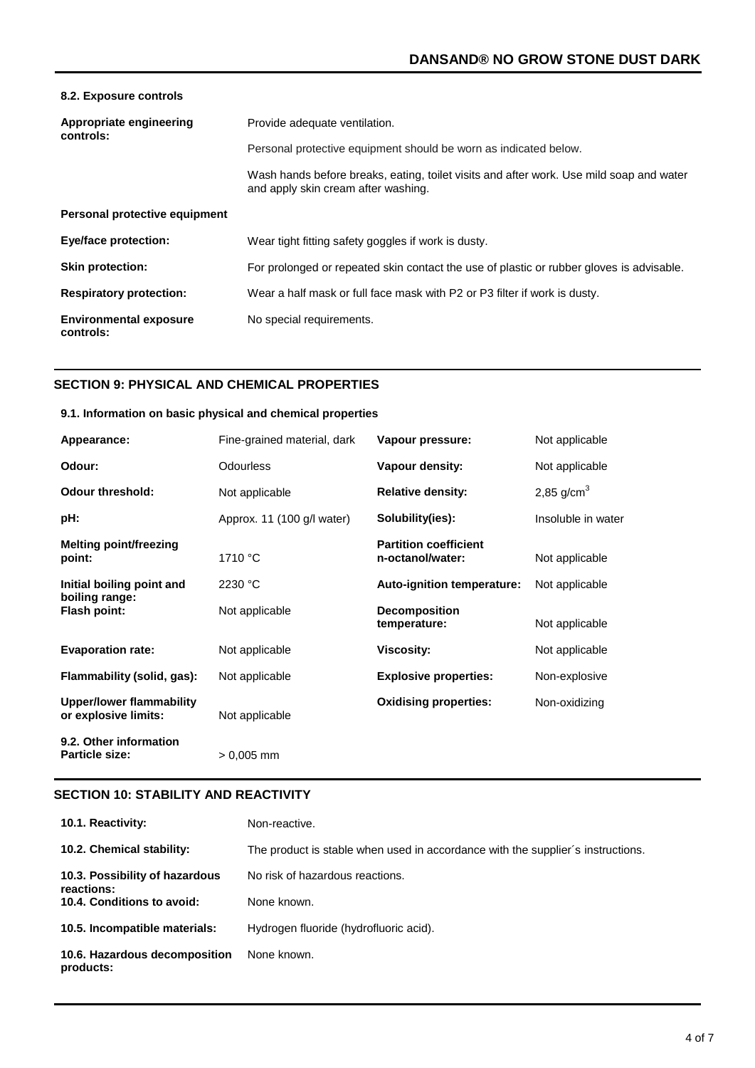#### 8.2. Exposure controls

| | |
|---|---|
| **Appropriate engineering controls:** | Provide adequate ventilation. |
| | Personal protective equipment should be worn as indicated below. |
| | Wash hands before breaks, eating, toilet visits and after work. Use mild soap and water and apply skin cream after washing. |

**Personal protective equipment**

| | |
|---|---|
| **Eye/face protection:** | Wear tight fitting safety goggles if work is dusty. |
| **Skin protection:** | For prolonged or repeated skin contact the use of plastic or rubber gloves is advisable. |
| **Respiratory protection:** | Wear a half mask or full face mask with P2 or P3 filter if work is dusty. |
| **Environmental exposure controls:** | No special requirements. |

## SECTION 9: PHYSICAL AND CHEMICAL PROPERTIES

#### 9.1. Information on basic physical and chemical properties

| | | | |
|---|---|---|---|
| **Appearance:** | Fine-grained material, dark | **Vapour pressure:** | Not applicable |
| **Odour:** | Odourless | **Vapour density:** | Not applicable |
| **Odour threshold:** | Not applicable | **Relative density:** | 2,85 g/cm$^3$ |
| **pH:** | Approx. 11 (100 g/l water) | **Solubility(ies):** | Insoluble in water |
| **Melting point/freezing point:** | 1710 °C | **Partition coefficient n-octanol/water:** | Not applicable |
| **Initial boiling point and boiling range:** | 2230 °C | **Auto-ignition temperature:** | Not applicable |
| **Flash point:** | Not applicable | **Decomposition temperature:** | Not applicable |
| **Evaporation rate:** | Not applicable | **Viscosity:** | Not applicable |
| **Flammability (solid, gas):** | Not applicable | **Explosive properties:** | Non-explosive |
| **Upper/lower flammability or explosive limits:** | Not applicable | **Oxidising properties:** | Non-oxidizing |

**9.2. Other information**

**Particle size:** > 0,005 mm

## SECTION 10: STABILITY AND REACTIVITY

| | |
|---|---|
| **10.1. Reactivity:** | Non-reactive. |
| **10.2. Chemical stability:** | The product is stable when used in accordance with the supplier´s instructions. |
| **10.3. Possibility of hazardous reactions:** | No risk of hazardous reactions. |
| **10.4. Conditions to avoid:** | None known. |
| **10.5. Incompatible materials:** | Hydrogen fluoride (hydrofluoric acid). |
| **10.6. Hazardous decomposition products:** | None known. |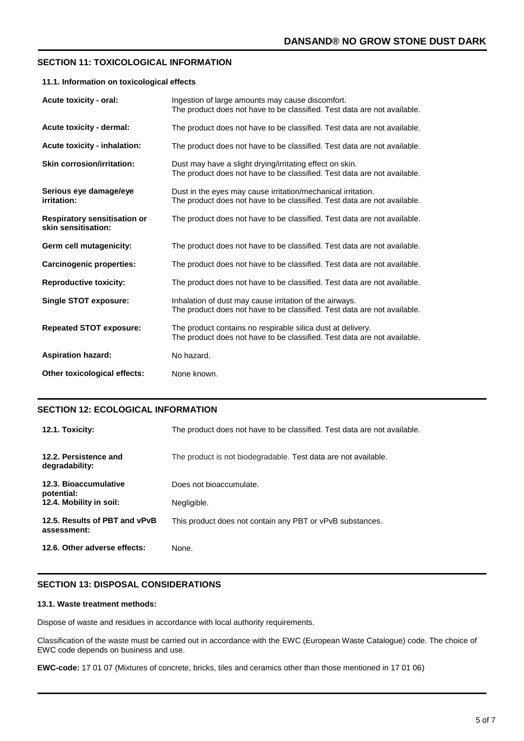## SECTION 11: TOXICOLOGICAL INFORMATION

### 11.1. Information on toxicological effects

| | |
|---|---|
| **Acute toxicity - oral:** | Ingestion of large amounts may cause discomfort. The product does not have to be classified. Test data are not available. |
| **Acute toxicity - dermal:** | The product does not have to be classified. Test data are not available. |
| **Acute toxicity - inhalation:** | The product does not have to be classified. Test data are not available. |
| **Skin corrosion/irritation:** | Dust may have a slight drying/irritating effect on skin. The product does not have to be classified. Test data are not available. |
| **Serious eye damage/eye irritation:** | Dust in the eyes may cause irritation/mechanical irritation. The product does not have to be classified. Test data are not available. |
| **Respiratory sensitisation or skin sensitisation:** | The product does not have to be classified. Test data are not available. |
| **Germ cell mutagenicity:** | The product does not have to be classified. Test data are not available. |
| **Carcinogenic properties:** | The product does not have to be classified. Test data are not available. |
| **Reproductive toxicity:** | The product does not have to be classified. Test data are not available. |
| **Single STOT exposure:** | Inhalation of dust may cause irritation of the airways. The product does not have to be classified. Test data are not available. |
| **Repeated STOT exposure:** | The product contains no respirable silica dust at delivery. The product does not have to be classified. Test data are not available. |
| **Aspiration hazard:** | No hazard. |
| **Other toxicological effects:** | None known. |

## SECTION 12: ECOLOGICAL INFORMATION

| | |
|---|---|
| **12.1. Toxicity:** | The product does not have to be classified. Test data are not available. |
| **12.2. Persistence and degradability:** | The product is not biodegradable. Test data are not available. |
| **12.3. Bioaccumulative potential:** | Does not bioaccumulate. |
| **12.4. Mobility in soil:** | Negligible. |
| **12.5. Results of PBT and vPvB assessment:** | This product does not contain any PBT or vPvB substances. |
| **12.6. Other adverse effects:** | None. |

## SECTION 13: DISPOSAL CONSIDERATIONS

### 13.1. Waste treatment methods:

Dispose of waste and residues in accordance with local authority requirements.

Classification of the waste must be carried out in accordance with the EWC (European Waste Catalogue) code. The choice of EWC code depends on business and use.

**EWC-code:** 17 01 07 (Mixtures of concrete, bricks, tiles and ceramics other than those mentioned in 17 01 06)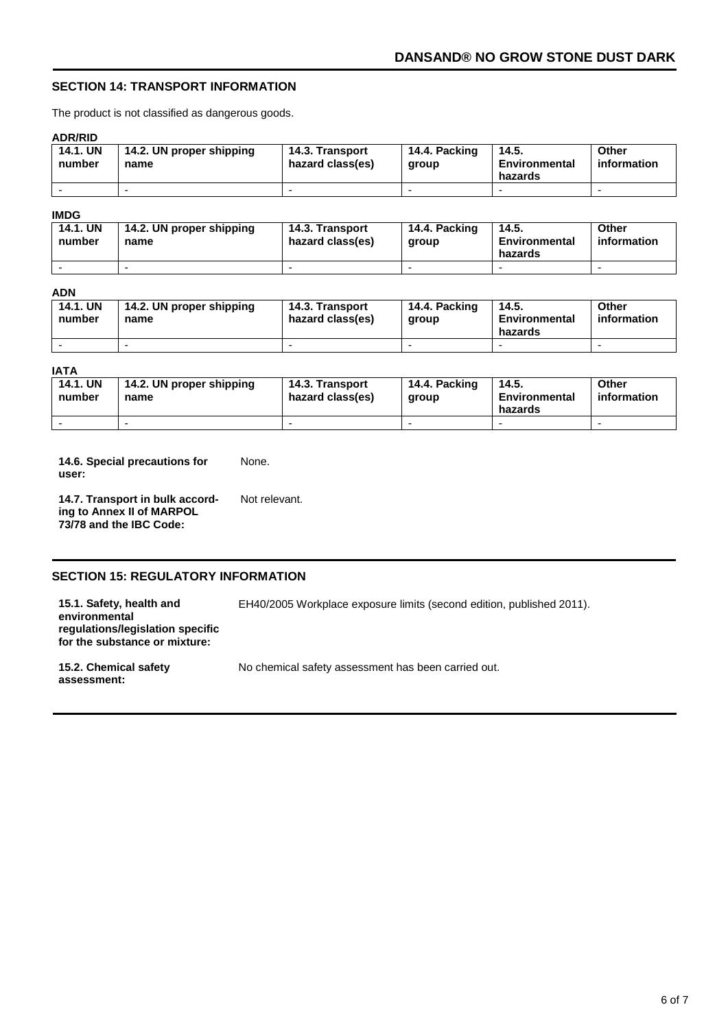## SECTION 14: TRANSPORT INFORMATION

The product is not classified as dangerous goods.

**ADR/RID**

| 14.1. UN number | 14.2. UN proper shipping name | 14.3. Transport hazard class(es) | 14.4. Packing group | 14.5. Environmental hazards | Other information |
|---|---|---|---|---|---|
| - | - | - | - | - | - |

**IMDG**

| 14.1. UN number | 14.2. UN proper shipping name | 14.3. Transport hazard class(es) | 14.4. Packing group | 14.5. Environmental hazards | Other information |
|---|---|---|---|---|---|
| - | - | - | - | - | - |

**ADN**

| 14.1. UN number | 14.2. UN proper shipping name | 14.3. Transport hazard class(es) | 14.4. Packing group | 14.5. Environmental hazards | Other information |
|---|---|---|---|---|---|
| - | - | - | - | - | - |

**IATA**

| 14.1. UN number | 14.2. UN proper shipping name | 14.3. Transport hazard class(es) | 14.4. Packing group | 14.5. Environmental hazards | Other information |
|---|---|---|---|---|---|
| - | - | - | - | - | - |

**14.6. Special precautions for user:** None.

**14.7. Transport in bulk according to Annex II of MARPOL 73/78 and the IBC Code:** Not relevant.

## SECTION 15: REGULATORY INFORMATION

**15.1. Safety, health and environmental regulations/legislation specific for the substance or mixture:** EH40/2005 Workplace exposure limits (second edition, published 2011).

**15.2. Chemical safety assessment:** No chemical safety assessment has been carried out.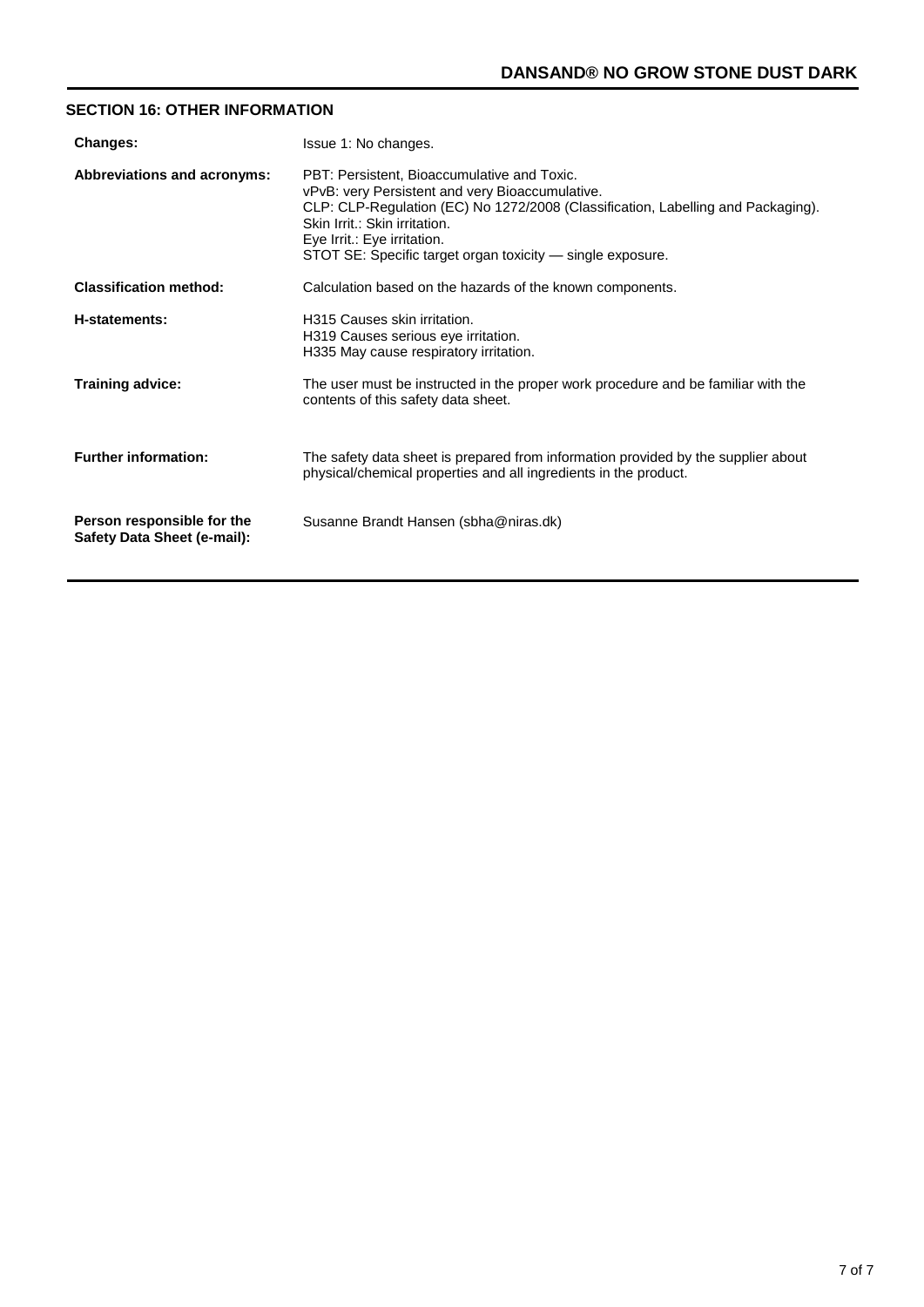## SECTION 16: OTHER INFORMATION

| | |
|---|---|
| **Changes:** | Issue 1: No changes. |
| **Abbreviations and acronyms:** | PBT: Persistent, Bioaccumulative and Toxic.<br>vPvB: very Persistent and very Bioaccumulative.<br>CLP: CLP-Regulation (EC) No 1272/2008 (Classification, Labelling and Packaging).<br>Skin Irrit.: Skin irritation.<br>Eye Irrit.: Eye irritation.<br>STOT SE: Specific target organ toxicity — single exposure. |
| **Classification method:** | Calculation based on the hazards of the known components. |
| **H-statements:** | H315 Causes skin irritation.<br>H319 Causes serious eye irritation.<br>H335 May cause respiratory irritation. |
| **Training advice:** | The user must be instructed in the proper work procedure and be familiar with the contents of this safety data sheet. |
| **Further information:** | The safety data sheet is prepared from information provided by the supplier about physical/chemical properties and all ingredients in the product. |
| **Person responsible for the Safety Data Sheet (e-mail):** | Susanne Brandt Hansen (sbha@niras.dk) |